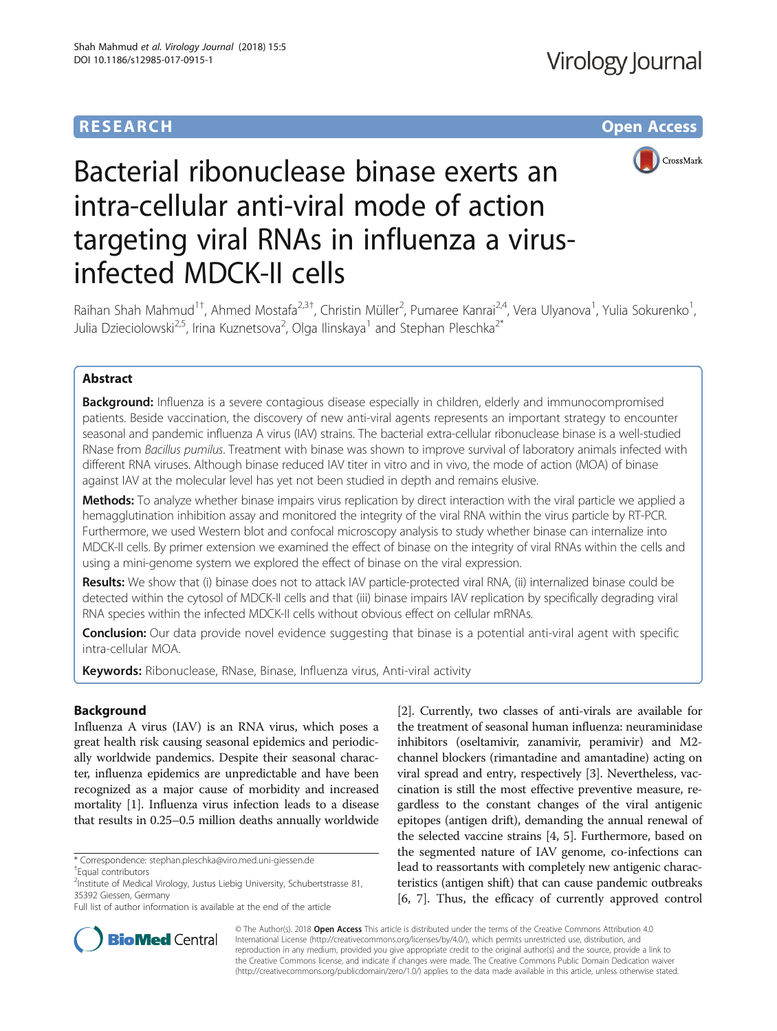RESEARCH

Open Access

# Bacterial ribonuclease binase exerts an intra-cellular anti-viral mode of action targeting viral RNAs in influenza a virus-infected MDCK-II cells

Raihan Shah Mahmud[1†], Ahmed Mostafa[2,3†], Christin Müller[2], Pumaree Kanrai[2,4], Vera Ulyanova[1], Yulia Sokurenko[1], Julia Dzieciolowski[2,5], Irina Kuznetsova[2], Olga Ilinskaya[1] and Stephan Pleschka[2*]

## Abstract

**Background:** Influenza is a severe contagious disease especially in children, elderly and immunocompromised patients. Beside vaccination, the discovery of new anti-viral agents represents an important strategy to encounter seasonal and pandemic influenza A virus (IAV) strains. The bacterial extra-cellular ribonuclease binase is a well-studied RNase from *Bacillus pumilus*. Treatment with binase was shown to improve survival of laboratory animals infected with different RNA viruses. Although binase reduced IAV titer in vitro and in vivo, the mode of action (MOA) of binase against IAV at the molecular level has yet not been studied in depth and remains elusive.

**Methods:** To analyze whether binase impairs virus replication by direct interaction with the viral particle we applied a hemagglutination inhibition assay and monitored the integrity of the viral RNA within the virus particle by RT-PCR. Furthermore, we used Western blot and confocal microscopy analysis to study whether binase can internalize into MDCK-II cells. By primer extension we examined the effect of binase on the integrity of viral RNAs within the cells and using a mini-genome system we explored the effect of binase on the viral expression.

**Results:** We show that (i) binase does not to attack IAV particle-protected viral RNA, (ii) internalized binase could be detected within the cytosol of MDCK-II cells and that (iii) binase impairs IAV replication by specifically degrading viral RNA species within the infected MDCK-II cells without obvious effect on cellular mRNAs.

**Conclusion:** Our data provide novel evidence suggesting that binase is a potential anti-viral agent with specific intra-cellular MOA.

**Keywords:** Ribonuclease, RNase, Binase, Influenza virus, Anti-viral activity

## Background

Influenza A virus (IAV) is an RNA virus, which poses a great health risk causing seasonal epidemics and periodically worldwide pandemics. Despite their seasonal character, influenza epidemics are unpredictable and have been recognized as a major cause of morbidity and increased mortality [1]. Influenza virus infection leads to a disease that results in 0.25–0.5 million deaths annually worldwide [2]. Currently, two classes of anti-virals are available for the treatment of seasonal human influenza: neuraminidase inhibitors (oseltamivir, zanamivir, peramivir) and M2-channel blockers (rimantadine and amantadine) acting on viral spread and entry, respectively [3]. Nevertheless, vaccination is still the most effective preventive measure, regardless to the constant changes of the viral antigenic epitopes (antigen drift), demanding the annual renewal of the selected vaccine strains [4, 5]. Furthermore, based on the segmented nature of IAV genome, co-infections can lead to reassortants with completely new antigenic characteristics (antigen shift) that can cause pandemic outbreaks [6, 7]. Thus, the efficacy of currently approved control

\* Correspondence: stephan.pleschka@viro.med.uni-giessen.de
†Equal contributors
[2]Institute of Medical Virology, Justus Liebig University, Schubertstrasse 81, 35392 Giessen, Germany
Full list of author information is available at the end of the article

© The Author(s). 2018 **Open Access** This article is distributed under the terms of the Creative Commons Attribution 4.0 International License (http://creativecommons.org/licenses/by/4.0/), which permits unrestricted use, distribution, and reproduction in any medium, provided you give appropriate credit to the original author(s) and the source, provide a link to the Creative Commons license, and indicate if changes were made. The Creative Commons Public Domain Dedication waiver (http://creativecommons.org/publicdomain/zero/1.0/) applies to the data made available in this article, unless otherwise stated.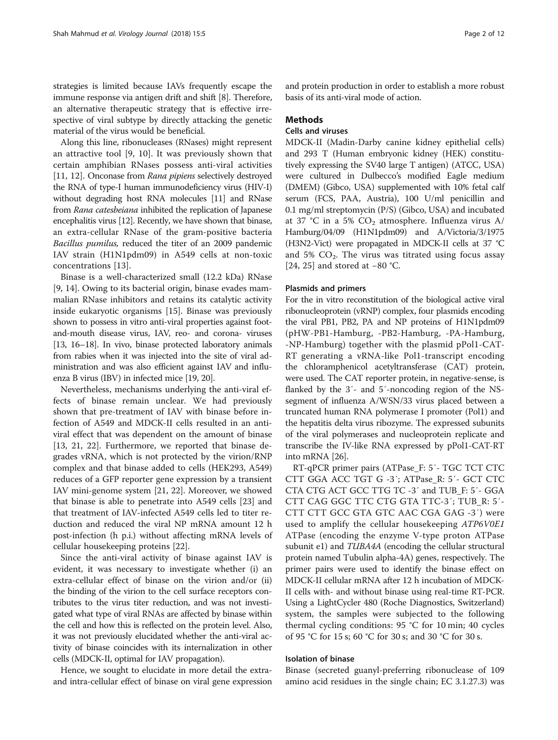strategies is limited because IAVs frequently escape the immune response via antigen drift and shift [8]. Therefore, an alternative therapeutic strategy that is effective irrespective of viral subtype by directly attacking the genetic material of the virus would be beneficial.

Along this line, ribonucleases (RNases) might represent an attractive tool [9, 10]. It was previously shown that certain amphibian RNases possess anti-viral activities [11, 12]. Onconase from *Rana pipiens* selectively destroyed the RNA of type-I human immunodeficiency virus (HIV-I) without degrading host RNA molecules [11] and RNase from *Rana catesbeiana* inhibited the replication of Japanese encephalitis virus [12]. Recently, we have shown that binase, an extra-cellular RNase of the gram-positive bacteria *Bacillus pumilus*, reduced the titer of an 2009 pandemic IAV strain (H1N1pdm09) in A549 cells at non-toxic concentrations [13].

Binase is a well-characterized small (12.2 kDa) RNase [9, 14]. Owing to its bacterial origin, binase evades mammalian RNase inhibitors and retains its catalytic activity inside eukaryotic organisms [15]. Binase was previously shown to possess in vitro anti-viral properties against foot-and-mouth disease virus, IAV, reo- and corona- viruses [13, 16–18]. In vivo, binase protected laboratory animals from rabies when it was injected into the site of viral administration and was also efficient against IAV and influenza B virus (IBV) in infected mice [19, 20].

Nevertheless, mechanisms underlying the anti-viral effects of binase remain unclear. We had previously shown that pre-treatment of IAV with binase before infection of A549 and MDCK-II cells resulted in an anti-viral effect that was dependent on the amount of binase [13, 21, 22]. Furthermore, we reported that binase degrades vRNA, which is not protected by the virion/RNP complex and that binase added to cells (HEK293, A549) reduces of a GFP reporter gene expression by a transient IAV mini-genome system [21, 22]. Moreover, we showed that binase is able to penetrate into A549 cells [23] and that treatment of IAV-infected A549 cells led to titer reduction and reduced the viral NP mRNA amount 12 h post-infection (h p.i.) without affecting mRNA levels of cellular housekeeping proteins [22].

Since the anti-viral activity of binase against IAV is evident, it was necessary to investigate whether (i) an extra-cellular effect of binase on the virion and/or (ii) the binding of the virion to the cell surface receptors contributes to the virus titer reduction, and was not investigated what type of viral RNAs are affected by binase within the cell and how this is reflected on the protein level. Also, it was not previously elucidated whether the anti-viral activity of binase coincides with its internalization in other cells (MDCK-II, optimal for IAV propagation).

Hence, we sought to elucidate in more detail the extra- and intra-cellular effect of binase on viral gene expression and protein production in order to establish a more robust basis of its anti-viral mode of action.

## Methods

### Cells and viruses

MDCK-II (Madin-Darby canine kidney epithelial cells) and 293 T (Human embryonic kidney (HEK) constitutively expressing the SV40 large T antigen) (ATCC, USA) were cultured in Dulbecco's modified Eagle medium (DMEM) (Gibco, USA) supplemented with 10% fetal calf serum (FCS, PAA, Austria), 100 U/ml penicillin and 0.1 mg/ml streptomycin (P/S) (Gibco, USA) and incubated at 37 °C in a 5% $CO_2$ atmosphere. Influenza virus A/Hamburg/04/09 (H1N1pdm09) and A/Victoria/3/1975 (H3N2-Vict) were propagated in MDCK-II cells at 37 °C and 5% $CO_2$. The virus was titrated using focus assay [24, 25] and stored at −80 °C.

### Plasmids and primers

For the in vitro reconstitution of the biological active viral ribonucleoprotein (vRNP) complex, four plasmids encoding the viral PB1, PB2, PA and NP proteins of H1N1pdm09 (pHW-PB1-Hamburg, -PB2-Hamburg, -PA-Hamburg, -NP-Hamburg) together with the plasmid pPol1-CAT-RT generating a vRNA-like Pol1-transcript encoding the chloramphenicol acetyltransferase (CAT) protein, were used. The CAT reporter protein, in negative-sense, is flanked by the 3′- and 5′-noncoding region of the NS-segment of influenza A/WSN/33 virus placed between a truncated human RNA polymerase I promoter (Pol1) and the hepatitis delta virus ribozyme. The expressed subunits of the viral polymerases and nucleoprotein replicate and transcribe the IV-like RNA expressed by pPol1-CAT-RT into mRNA [26].

RT-qPCR primer pairs (ATPase_F: 5′- TGC TCT CTC CTT GGA ACC TGT G -3′; ATPase_R: 5′- GCT CTC CTA CTG ACT GCC TTG TC -3′ and TUB_F: 5′- GGA CTT CAG GGC TTC CTG GTA TTC-3′; TUB_R: 5′-CTT CTT GCC GTA GTC AAC CGA GAG -3′) were used to amplify the cellular housekeeping *ATP6V0E1* ATPase (encoding the enzyme V-type proton ATPase subunit e1) and *TUBA4A* (encoding the cellular structural protein named Tubulin alpha-4A) genes, respectively. The primer pairs were used to identify the binase effect on MDCK-II cellular mRNA after 12 h incubation of MDCK-II cells with- and without binase using real-time RT-PCR. Using a LightCycler 480 (Roche Diagnostics, Switzerland) system, the samples were subjected to the following thermal cycling conditions: 95 °C for 10 min; 40 cycles of 95 °C for 15 s; 60 °C for 30 s; and 30 °C for 30 s.

### Isolation of binase

Binase (secreted guanyl-preferring ribonuclease of 109 amino acid residues in the single chain; EC 3.1.27.3) was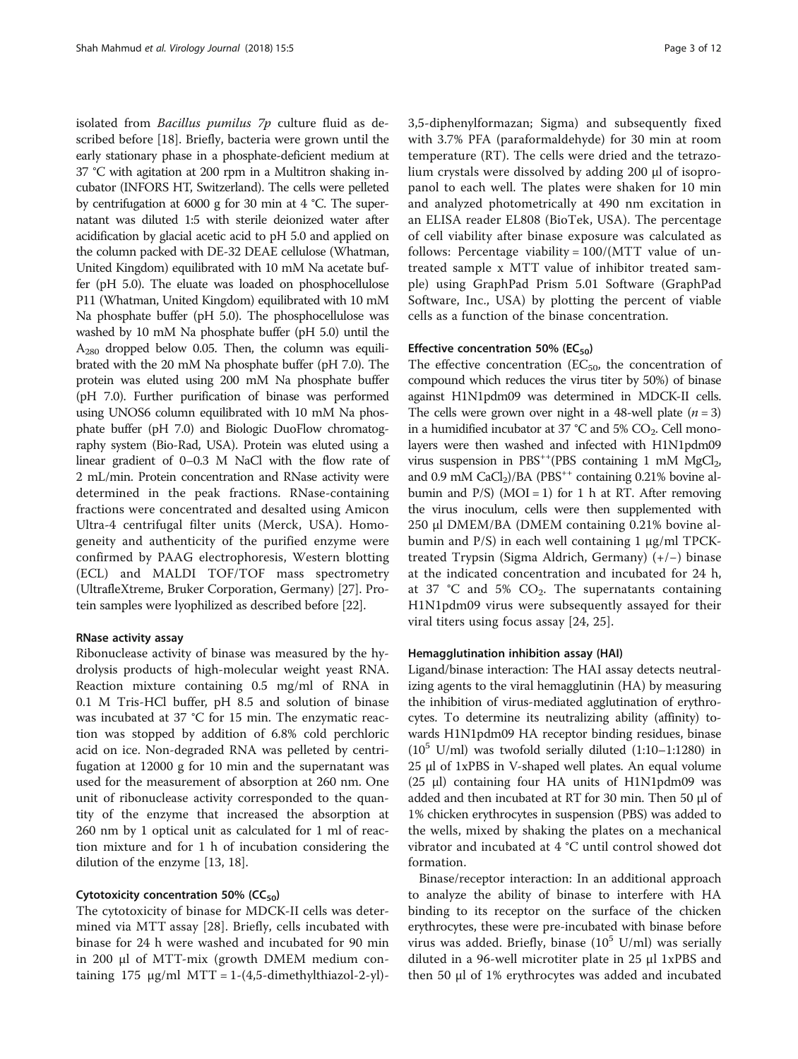isolated from *Bacillus pumilus 7p* culture fluid as described before [18]. Briefly, bacteria were grown until the early stationary phase in a phosphate-deficient medium at 37 °C with agitation at 200 rpm in a Multitron shaking incubator (INFORS HT, Switzerland). The cells were pelleted by centrifugation at 6000 g for 30 min at 4 °C. The supernatant was diluted 1:5 with sterile deionized water after acidification by glacial acetic acid to pH 5.0 and applied on the column packed with DE-32 DEAE cellulose (Whatman, United Kingdom) equilibrated with 10 mM Na acetate buffer (pH 5.0). The eluate was loaded on phosphocellulose P11 (Whatman, United Kingdom) equilibrated with 10 mM Na phosphate buffer (pH 5.0). The phosphocellulose was washed by 10 mM Na phosphate buffer (pH 5.0) until the $A_{280}$ dropped below 0.05. Then, the column was equilibrated with the 20 mM Na phosphate buffer (pH 7.0). The protein was eluted using 200 mM Na phosphate buffer (pH 7.0). Further purification of binase was performed using UNOS6 column equilibrated with 10 mM Na phosphate buffer (pH 7.0) and Biologic DuoFlow chromatography system (Bio-Rad, USA). Protein was eluted using a linear gradient of 0–0.3 M NaCl with the flow rate of 2 mL/min. Protein concentration and RNase activity were determined in the peak fractions. RNase-containing fractions were concentrated and desalted using Amicon Ultra-4 centrifugal filter units (Merck, USA). Homogeneity and authenticity of the purified enzyme were confirmed by PAAG electrophoresis, Western blotting (ECL) and MALDI TOF/TOF mass spectrometry (UltrafleXtreme, Bruker Corporation, Germany) [27]. Protein samples were lyophilized as described before [22].

#### RNase activity assay

Ribonuclease activity of binase was measured by the hydrolysis products of high-molecular weight yeast RNA. Reaction mixture containing 0.5 mg/ml of RNA in 0.1 M Tris-HCl buffer, pH 8.5 and solution of binase was incubated at 37 °C for 15 min. The enzymatic reaction was stopped by addition of 6.8% cold perchloric acid on ice. Non-degraded RNA was pelleted by centrifugation at 12000 g for 10 min and the supernatant was used for the measurement of absorption at 260 nm. One unit of ribonuclease activity corresponded to the quantity of the enzyme that increased the absorption at 260 nm by 1 optical unit as calculated for 1 ml of reaction mixture and for 1 h of incubation considering the dilution of the enzyme [13, 18].

#### Cytotoxicity concentration 50% ($CC_{50}$)

The cytotoxicity of binase for MDCK-II cells was determined via MTT assay [28]. Briefly, cells incubated with binase for 24 h were washed and incubated for 90 min in 200 µl of MTT-mix (growth DMEM medium containing 175 µg/ml MTT = 1-(4,5-dimethylthiazol-2-yl)-3,5-diphenylformazan; Sigma) and subsequently fixed with 3.7% PFA (paraformaldehyde) for 30 min at room temperature (RT). The cells were dried and the tetrazolium crystals were dissolved by adding 200 µl of isopropanol to each well. The plates were shaken for 10 min and analyzed photometrically at 490 nm excitation in an ELISA reader EL808 (BioTek, USA). The percentage of cell viability after binase exposure was calculated as follows: Percentage viability = 100/(MTT value of untreated sample x MTT value of inhibitor treated sample) using GraphPad Prism 5.01 Software (GraphPad Software, Inc., USA) by plotting the percent of viable cells as a function of the binase concentration.

#### Effective concentration 50% ($EC_{50}$)

The effective concentration ($EC_{50}$, the concentration of compound which reduces the virus titer by 50%) of binase against H1N1pdm09 was determined in MDCK-II cells. The cells were grown over night in a 48-well plate ($n = 3$) in a humidified incubator at 37 °C and 5% $CO_2$. Cell monolayers were then washed and infected with H1N1pdm09 virus suspension in $PBS^{++}$(PBS containing 1 mM $MgCl_2$, and 0.9 mM $CaCl_2$)/BA ($PBS^{++}$ containing 0.21% bovine albumin and P/S) (MOI = 1) for 1 h at RT. After removing the virus inoculum, cells were then supplemented with 250 µl DMEM/BA (DMEM containing 0.21% bovine albumin and P/S) in each well containing 1 µg/ml TPCK-treated Trypsin (Sigma Aldrich, Germany) (+/−) binase at the indicated concentration and incubated for 24 h, at 37 °C and 5% $CO_2$. The supernatants containing H1N1pdm09 virus were subsequently assayed for their viral titers using focus assay [24, 25].

#### Hemagglutination inhibition assay (HAI)

Ligand/binase interaction: The HAI assay detects neutralizing agents to the viral hemagglutinin (HA) by measuring the inhibition of virus-mediated agglutination of erythrocytes. To determine its neutralizing ability (affinity) towards H1N1pdm09 HA receptor binding residues, binase ($10^5$ U/ml) was twofold serially diluted (1:10–1:1280) in 25 µl of 1xPBS in V-shaped well plates. An equal volume (25 µl) containing four HA units of H1N1pdm09 was added and then incubated at RT for 30 min. Then 50 µl of 1% chicken erythrocytes in suspension (PBS) was added to the wells, mixed by shaking the plates on a mechanical vibrator and incubated at 4 °C until control showed dot formation.

Binase/receptor interaction: In an additional approach to analyze the ability of binase to interfere with HA binding to its receptor on the surface of the chicken erythrocytes, these were pre-incubated with binase before virus was added. Briefly, binase ($10^5$ U/ml) was serially diluted in a 96-well microtiter plate in 25 µl 1xPBS and then 50 µl of 1% erythrocytes was added and incubated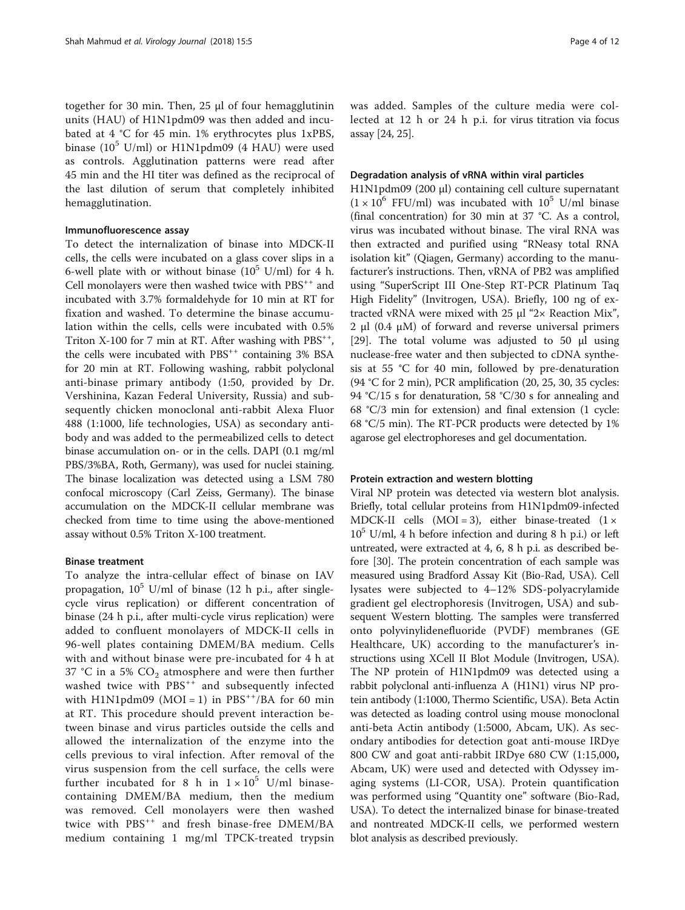together for 30 min. Then, 25 μl of four hemagglutinin units (HAU) of H1N1pdm09 was then added and incubated at 4 °C for 45 min. 1% erythrocytes plus 1xPBS, binase ($10^5$ U/ml) or H1N1pdm09 (4 HAU) were used as controls. Agglutination patterns were read after 45 min and the HI titer was defined as the reciprocal of the last dilution of serum that completely inhibited hemagglutination.

### Immunofluorescence assay

To detect the internalization of binase into MDCK-II cells, the cells were incubated on a glass cover slips in a 6-well plate with or without binase ($10^5$ U/ml) for 4 h. Cell monolayers were then washed twice with $PBS^{++}$ and incubated with 3.7% formaldehyde for 10 min at RT for fixation and washed. To determine the binase accumulation within the cells, cells were incubated with 0.5% Triton X-100 for 7 min at RT. After washing with $PBS^{++}$, the cells were incubated with $PBS^{++}$ containing 3% BSA for 20 min at RT. Following washing, rabbit polyclonal anti-binase primary antibody (1:50, provided by Dr. Vershinina, Kazan Federal University, Russia) and subsequently chicken monoclonal anti-rabbit Alexa Fluor 488 (1:1000, life technologies, USA) as secondary antibody and was added to the permeabilized cells to detect binase accumulation on- or in the cells. DAPI (0.1 mg/ml PBS/3%BA, Roth, Germany), was used for nuclei staining. The binase localization was detected using a LSM 780 confocal microscopy (Carl Zeiss, Germany). The binase accumulation on the MDCK-II cellular membrane was checked from time to time using the above-mentioned assay without 0.5% Triton X-100 treatment.

### Binase treatment

To analyze the intra-cellular effect of binase on IAV propagation, $10^5$ U/ml of binase (12 h p.i., after single-cycle virus replication) or different concentration of binase (24 h p.i., after multi-cycle virus replication) were added to confluent monolayers of MDCK-II cells in 96-well plates containing DMEM/BA medium. Cells with and without binase were pre-incubated for 4 h at 37 °C in a 5% $CO_2$ atmosphere and were then further washed twice with $PBS^{++}$ and subsequently infected with H1N1pdm09 (MOI = 1) in $PBS^{++}$/BA for 60 min at RT. This procedure should prevent interaction between binase and virus particles outside the cells and allowed the internalization of the enzyme into the cells previous to viral infection. After removal of the virus suspension from the cell surface, the cells were further incubated for 8 h in $1 \times 10^5$ U/ml binase-containing DMEM/BA medium, then the medium was removed. Cell monolayers were then washed twice with $PBS^{++}$ and fresh binase-free DMEM/BA medium containing 1 mg/ml TPCK-treated trypsin was added. Samples of the culture media were collected at 12 h or 24 h p.i. for virus titration via focus assay [24, 25].

### Degradation analysis of vRNA within viral particles

H1N1pdm09 (200 μl) containing cell culture supernatant ($1 \times 10^6$ FFU/ml) was incubated with $10^5$ U/ml binase (final concentration) for 30 min at 37 °C. As a control, virus was incubated without binase. The viral RNA was then extracted and purified using "RNeasy total RNA isolation kit" (Qiagen, Germany) according to the manufacturer's instructions. Then, vRNA of PB2 was amplified using "SuperScript III One-Step RT-PCR Platinum Taq High Fidelity" (Invitrogen, USA). Briefly, 100 ng of extracted vRNA were mixed with 25 μl "2× Reaction Mix", 2 μl (0.4 μM) of forward and reverse universal primers [29]. The total volume was adjusted to 50 μl using nuclease-free water and then subjected to cDNA synthesis at 55 °C for 40 min, followed by pre-denaturation (94 °C for 2 min), PCR amplification (20, 25, 30, 35 cycles: 94 °C/15 s for denaturation, 58 °C/30 s for annealing and 68 °C/3 min for extension) and final extension (1 cycle: 68 °C/5 min). The RT-PCR products were detected by 1% agarose gel electrophoreses and gel documentation.

### Protein extraction and western blotting

Viral NP protein was detected via western blot analysis. Briefly, total cellular proteins from H1N1pdm09-infected MDCK-II cells (MOI = 3), either binase-treated ($1 \times 10^5$ U/ml, 4 h before infection and during 8 h p.i.) or left untreated, were extracted at 4, 6, 8 h p.i. as described before [30]. The protein concentration of each sample was measured using Bradford Assay Kit (Bio-Rad, USA). Cell lysates were subjected to 4–12% SDS-polyacrylamide gradient gel electrophoresis (Invitrogen, USA) and subsequent Western blotting. The samples were transferred onto polyvinylidenefluoride (PVDF) membranes (GE Healthcare, UK) according to the manufacturer's instructions using XCell II Blot Module (Invitrogen, USA). The NP protein of H1N1pdm09 was detected using a rabbit polyclonal anti-influenza A (H1N1) virus NP protein antibody (1:1000, Thermo Scientific, USA). Beta Actin was detected as loading control using mouse monoclonal anti-beta Actin antibody (1:5000, Abcam, UK). As secondary antibodies for detection goat anti-mouse IRDye 800 CW and goat anti-rabbit IRDye 680 CW (1:15,000, Abcam, UK) were used and detected with Odyssey imaging systems (LI-COR, USA). Protein quantification was performed using "Quantity one" software (Bio-Rad, USA). To detect the internalized binase for binase-treated and nontreated MDCK-II cells, we performed western blot analysis as described previously.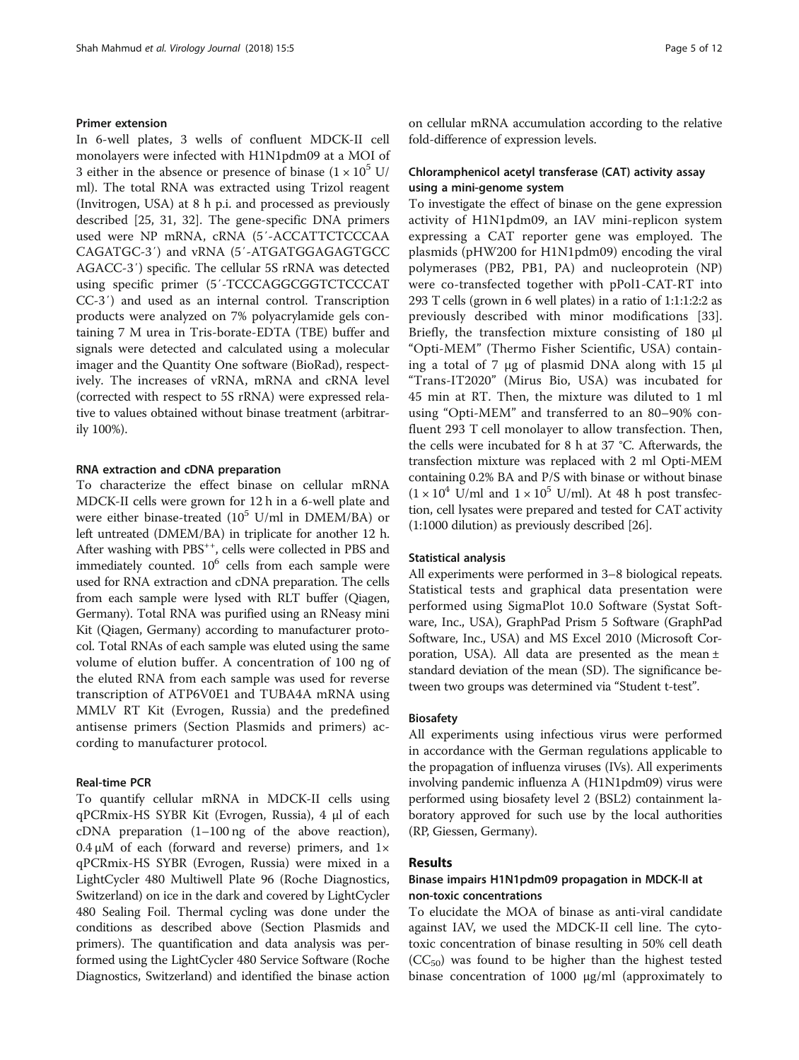#### Primer extension

In 6-well plates, 3 wells of confluent MDCK-II cell monolayers were infected with H1N1pdm09 at a MOI of 3 either in the absence or presence of binase ($1 \times 10^5$ U/ml). The total RNA was extracted using Trizol reagent (Invitrogen, USA) at 8 h p.i. and processed as previously described [25, 31, 32]. The gene-specific DNA primers used were NP mRNA, cRNA (5′-ACCATTCTCCCAA CAGATGC-3′) and vRNA (5′-ATGATGGAGAGTGCC AGACC-3′) specific. The cellular 5S rRNA was detected using specific primer (5′-TCCCAGGCGGTCTCCCAT CC-3′) and used as an internal control. Transcription products were analyzed on 7% polyacrylamide gels containing 7 M urea in Tris-borate-EDTA (TBE) buffer and signals were detected and calculated using a molecular imager and the Quantity One software (BioRad), respectively. The increases of vRNA, mRNA and cRNA level (corrected with respect to 5S rRNA) were expressed relative to values obtained without binase treatment (arbitrarily 100%).

#### RNA extraction and cDNA preparation

To characterize the effect binase on cellular mRNA MDCK-II cells were grown for 12 h in a 6-well plate and were either binase-treated ($10^5$ U/ml in DMEM/BA) or left untreated (DMEM/BA) in triplicate for another 12 h. After washing with PBS$^{++}$, cells were collected in PBS and immediately counted. $10^6$ cells from each sample were used for RNA extraction and cDNA preparation. The cells from each sample were lysed with RLT buffer (Qiagen, Germany). Total RNA was purified using an RNeasy mini Kit (Qiagen, Germany) according to manufacturer protocol. Total RNAs of each sample was eluted using the same volume of elution buffer. A concentration of 100 ng of the eluted RNA from each sample was used for reverse transcription of ATP6V0E1 and TUBA4A mRNA using MMLV RT Kit (Evrogen, Russia) and the predefined antisense primers (Section Plasmids and primers) according to manufacturer protocol.

#### Real-time PCR

To quantify cellular mRNA in MDCK-II cells using qPCRmix-HS SYBR Kit (Evrogen, Russia), 4 μl of each cDNA preparation (1–100 ng of the above reaction), 0.4 μM of each (forward and reverse) primers, and 1× qPCRmix-HS SYBR (Evrogen, Russia) were mixed in a LightCycler 480 Multiwell Plate 96 (Roche Diagnostics, Switzerland) on ice in the dark and covered by LightCycler 480 Sealing Foil. Thermal cycling was done under the conditions as described above (Section Plasmids and primers). The quantification and data analysis was performed using the LightCycler 480 Service Software (Roche Diagnostics, Switzerland) and identified the binase action on cellular mRNA accumulation according to the relative fold-difference of expression levels.

#### Chloramphenicol acetyl transferase (CAT) activity assay using a mini-genome system

To investigate the effect of binase on the gene expression activity of H1N1pdm09, an IAV mini-replicon system expressing a CAT reporter gene was employed. The plasmids (pHW200 for H1N1pdm09) encoding the viral polymerases (PB2, PB1, PA) and nucleoprotein (NP) were co-transfected together with pPol1-CAT-RT into 293 T cells (grown in 6 well plates) in a ratio of 1:1:1:2:2 as previously described with minor modifications [33]. Briefly, the transfection mixture consisting of 180 μl "Opti-MEM" (Thermo Fisher Scientific, USA) containing a total of 7 μg of plasmid DNA along with 15 μl "Trans-IT2020" (Mirus Bio, USA) was incubated for 45 min at RT. Then, the mixture was diluted to 1 ml using "Opti-MEM" and transferred to an 80–90% confluent 293 T cell monolayer to allow transfection. Then, the cells were incubated for 8 h at 37 °C. Afterwards, the transfection mixture was replaced with 2 ml Opti-MEM containing 0.2% BA and P/S with binase or without binase ($1 \times 10^4$ U/ml and $1 \times 10^5$ U/ml). At 48 h post transfection, cell lysates were prepared and tested for CAT activity (1:1000 dilution) as previously described [26].

#### Statistical analysis

All experiments were performed in 3–8 biological repeats. Statistical tests and graphical data presentation were performed using SigmaPlot 10.0 Software (Systat Software, Inc., USA), GraphPad Prism 5 Software (GraphPad Software, Inc., USA) and MS Excel 2010 (Microsoft Corporation, USA). All data are presented as the mean ± standard deviation of the mean (SD). The significance between two groups was determined via "Student t-test".

#### Biosafety

All experiments using infectious virus were performed in accordance with the German regulations applicable to the propagation of influenza viruses (IVs). All experiments involving pandemic influenza A (H1N1pdm09) virus were performed using biosafety level 2 (BSL2) containment laboratory approved for such use by the local authorities (RP, Giessen, Germany).

## Results

### Binase impairs H1N1pdm09 propagation in MDCK-II at non-toxic concentrations

To elucidate the MOA of binase as anti-viral candidate against IAV, we used the MDCK-II cell line. The cytotoxic concentration of binase resulting in 50% cell death ($CC_{50}$) was found to be higher than the highest tested binase concentration of 1000 μg/ml (approximately to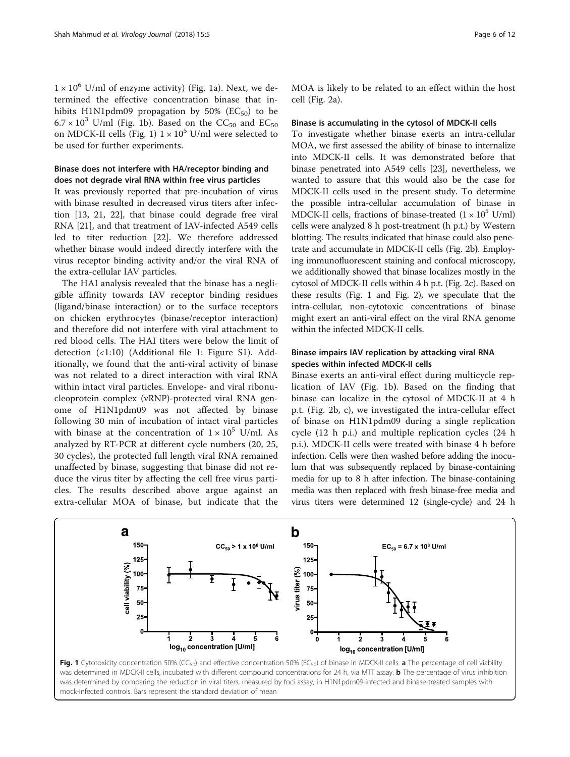$1 \times 10^6$ U/ml of enzyme activity) (Fig. 1a). Next, we determined the effective concentration binase that inhibits H1N1pdm09 propagation by 50% ($EC_{50}$) to be $6.7 \times 10^3$ U/ml (Fig. 1b). Based on the $CC_{50}$ and $EC_{50}$ on MDCK-II cells (Fig. 1) $1 \times 10^5$ U/ml were selected to be used for further experiments.

### Binase does not interfere with HA/receptor binding and does not degrade viral RNA within free virus particles

It was previously reported that pre-incubation of virus with binase resulted in decreased virus titers after infection [13, 21, 22], that binase could degrade free viral RNA [21], and that treatment of IAV-infected A549 cells led to titer reduction [22]. We therefore addressed whether binase would indeed directly interfere with the virus receptor binding activity and/or the viral RNA of the extra-cellular IAV particles.

The HAI analysis revealed that the binase has a negligible affinity towards IAV receptor binding residues (ligand/binase interaction) or to the surface receptors on chicken erythrocytes (binase/receptor interaction) and therefore did not interfere with viral attachment to red blood cells. The HAI titers were below the limit of detection (<1:10) (Additional file 1: Figure S1). Additionally, we found that the anti-viral activity of binase was not related to a direct interaction with viral RNA within intact viral particles. Envelope- and viral ribonucleoprotein complex (vRNP)-protected viral RNA genome of H1N1pdm09 was not affected by binase following 30 min of incubation of intact viral particles with binase at the concentration of $1 \times 10^5$ U/ml. As analyzed by RT-PCR at different cycle numbers (20, 25, 30 cycles), the protected full length viral RNA remained unaffected by binase, suggesting that binase did not reduce the virus titer by affecting the cell free virus particles. The results described above argue against an extra-cellular MOA of binase, but indicate that the MOA is likely to be related to an effect within the host cell (Fig. 2a).

### Binase is accumulating in the cytosol of MDCK-II cells

To investigate whether binase exerts an intra-cellular MOA, we first assessed the ability of binase to internalize into MDCK-II cells. It was demonstrated before that binase penetrated into A549 cells [23], nevertheless, we wanted to assure that this would also be the case for MDCK-II cells used in the present study. To determine the possible intra-cellular accumulation of binase in MDCK-II cells, fractions of binase-treated ($1 \times 10^5$ U/ml) cells were analyzed 8 h post-treatment (h p.t.) by Western blotting. The results indicated that binase could also penetrate and accumulate in MDCK-II cells (Fig. 2b). Employing immunofluorescent staining and confocal microscopy, we additionally showed that binase localizes mostly in the cytosol of MDCK-II cells within 4 h p.t. (Fig. 2c). Based on these results (Fig. 1 and Fig. 2), we speculate that the intra-cellular, non-cytotoxic concentrations of binase might exert an anti-viral effect on the viral RNA genome within the infected MDCK-II cells.

### Binase impairs IAV replication by attacking viral RNA species within infected MDCK-II cells

Binase exerts an anti-viral effect during multicycle replication of IAV (Fig. 1b). Based on the finding that binase can localize in the cytosol of MDCK-II at 4 h p.t. (Fig. 2b, c), we investigated the intra-cellular effect of binase on H1N1pdm09 during a single replication cycle (12 h p.i.) and multiple replication cycles (24 h p.i.). MDCK-II cells were treated with binase 4 h before infection. Cells were then washed before adding the inoculum that was subsequently replaced by binase-containing media for up to 8 h after infection. The binase-containing media was then replaced with fresh binase-free media and virus titers were determined 12 (single-cycle) and 24 h

**Fig. 1** Cytotoxicity concentration 50% ($CC_{50}$) and effective concentration 50% ($EC_{50}$) of binase in MDCK-II cells. **a** The percentage of cell viability was determined in MDCK-II cells, incubated with different compound concentrations for 24 h, via MTT assay. **b** The percentage of virus inhibition was determined by comparing the reduction in viral titers, measured by foci assay, in H1N1pdm09-infected and binase-treated samples with mock-infected controls. Bars represent the standard deviation of mean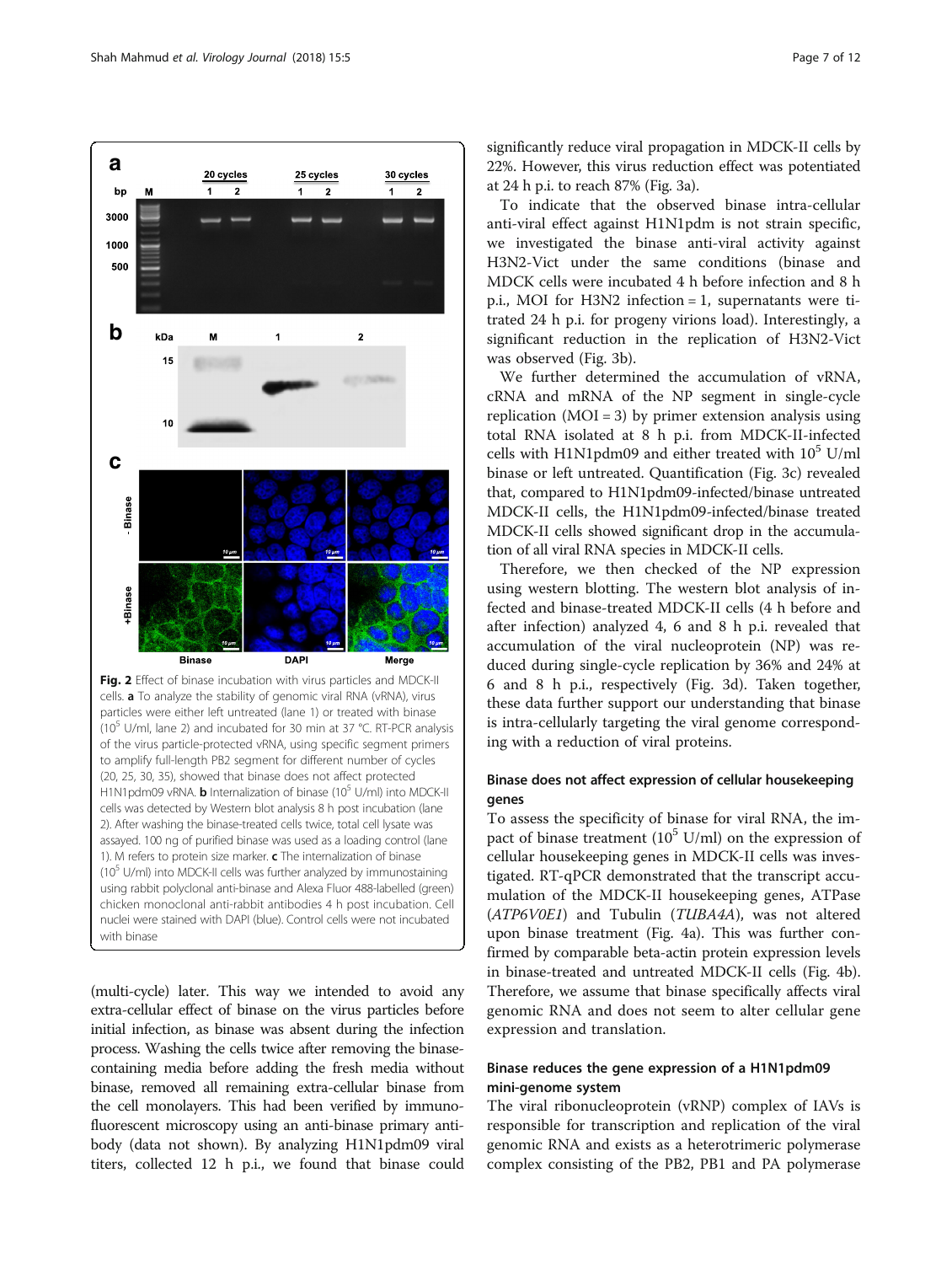Fig. 2 Effect of binase incubation with virus particles and MDCK-II cells. **a** To analyze the stability of genomic viral RNA (vRNA), virus particles were either left untreated (lane 1) or treated with binase ($10^5$ U/ml, lane 2) and incubated for 30 min at 37 °C. RT-PCR analysis of the virus particle-protected vRNA, using specific segment primers to amplify full-length PB2 segment for different number of cycles (20, 25, 30, 35), showed that binase does not affect protected H1N1pdm09 vRNA. **b** Internalization of binase ($10^5$ U/ml) into MDCK-II cells was detected by Western blot analysis 8 h post incubation (lane 2). After washing the binase-treated cells twice, total cell lysate was assayed. 100 ng of purified binase was used as a loading control (lane 1). M refers to protein size marker. **c** The internalization of binase ($10^5$ U/ml) into MDCK-II cells was further analyzed by immunostaining using rabbit polyclonal anti-binase and Alexa Fluor 488-labelled (green) chicken monoclonal anti-rabbit antibodies 4 h post incubation. Cell nuclei were stained with DAPI (blue). Control cells were not incubated with binase

(multi-cycle) later. This way we intended to avoid any extra-cellular effect of binase on the virus particles before initial infection, as binase was absent during the infection process. Washing the cells twice after removing the binase-containing media before adding the fresh media without binase, removed all remaining extra-cellular binase from the cell monolayers. This had been verified by immunofluorescent microscopy using an anti-binase primary antibody (data not shown). By analyzing H1N1pdm09 viral titers, collected 12 h p.i., we found that binase could significantly reduce viral propagation in MDCK-II cells by 22%. However, this virus reduction effect was potentiated at 24 h p.i. to reach 87% (Fig. 3a).

To indicate that the observed binase intra-cellular anti-viral effect against H1N1pdm is not strain specific, we investigated the binase anti-viral activity against H3N2-Vict under the same conditions (binase and MDCK cells were incubated 4 h before infection and 8 h p.i., MOI for H3N2 infection = 1, supernatants were titrated 24 h p.i. for progeny virions load). Interestingly, a significant reduction in the replication of H3N2-Vict was observed (Fig. 3b).

We further determined the accumulation of vRNA, cRNA and mRNA of the NP segment in single-cycle replication (MOI = 3) by primer extension analysis using total RNA isolated at 8 h p.i. from MDCK-II-infected cells with H1N1pdm09 and either treated with $10^5$ U/ml binase or left untreated. Quantification (Fig. 3c) revealed that, compared to H1N1pdm09-infected/binase untreated MDCK-II cells, the H1N1pdm09-infected/binase treated MDCK-II cells showed significant drop in the accumulation of all viral RNA species in MDCK-II cells.

Therefore, we then checked of the NP expression using western blotting. The western blot analysis of infected and binase-treated MDCK-II cells (4 h before and after infection) analyzed 4, 6 and 8 h p.i. revealed that accumulation of the viral nucleoprotein (NP) was reduced during single-cycle replication by 36% and 24% at 6 and 8 h p.i., respectively (Fig. 3d). Taken together, these data further support our understanding that binase is intra-cellularly targeting the viral genome corresponding with a reduction of viral proteins.

### Binase does not affect expression of cellular housekeeping genes

To assess the specificity of binase for viral RNA, the impact of binase treatment ($10^5$ U/ml) on the expression of cellular housekeeping genes in MDCK-II cells was investigated. RT-qPCR demonstrated that the transcript accumulation of the MDCK-II housekeeping genes, ATPase (*ATP6V0E1*) and Tubulin (*TUBA4A*), was not altered upon binase treatment (Fig. 4a). This was further confirmed by comparable beta-actin protein expression levels in binase-treated and untreated MDCK-II cells (Fig. 4b). Therefore, we assume that binase specifically affects viral genomic RNA and does not seem to alter cellular gene expression and translation.

### Binase reduces the gene expression of a H1N1pdm09 mini-genome system

The viral ribonucleoprotein (vRNP) complex of IAVs is responsible for transcription and replication of the viral genomic RNA and exists as a heterotrimeric polymerase complex consisting of the PB2, PB1 and PA polymerase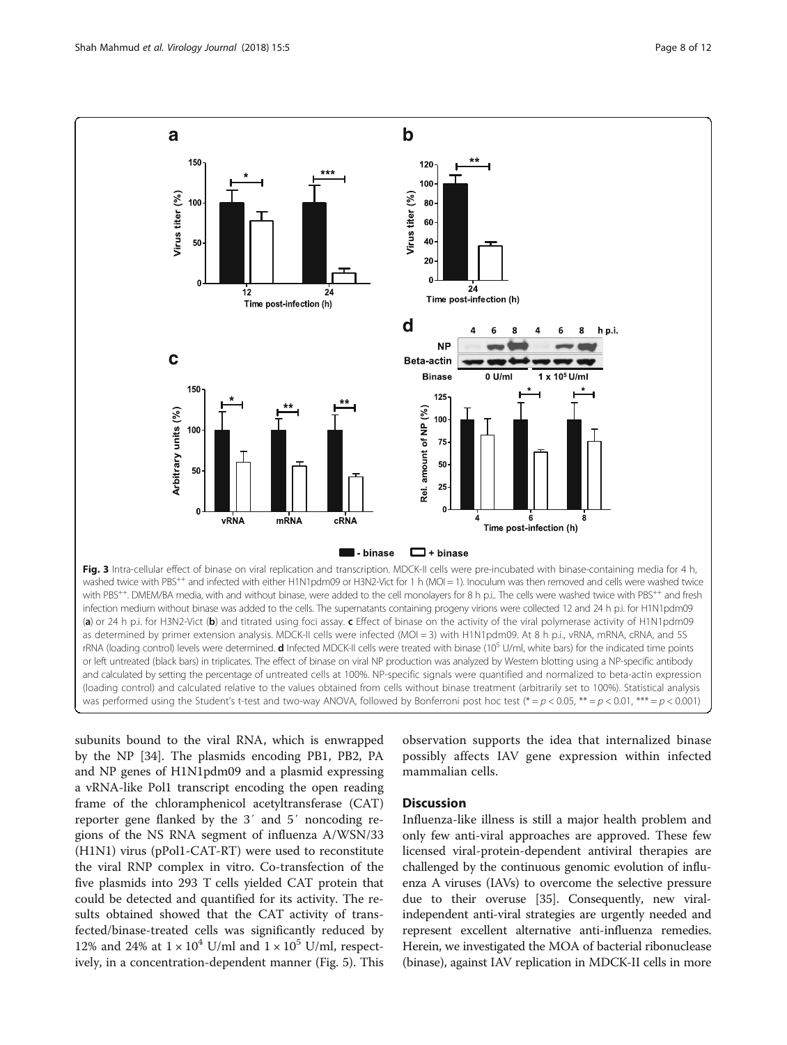Fig. 3 Intra-cellular effect of binase on viral replication and transcription. MDCK-II cells were pre-incubated with binase-containing media for 4 h, washed twice with PBS[++] and infected with either H1N1pdm09 or H3N2-Vict for 1 h (MOI = 1). Inoculum was then removed and cells were washed twice with PBS[++]. DMEM/BA media, with and without binase, were added to the cell monolayers for 8 h p.i.. The cells were washed twice with PBS[++] and fresh infection medium without binase was added to the cells. The supernatants containing progeny virions were collected 12 and 24 h p.i. for H1N1pdm09 (**a**) or 24 h p.i. for H3N2-Vict (**b**) and titrated using foci assay. **c** Effect of binase on the activity of the viral polymerase activity of H1N1pdm09 as determined by primer extension analysis. MDCK-II cells were infected (MOI = 3) with H1N1pdm09. At 8 h p.i., vRNA, mRNA, cRNA, and 5S rRNA (loading control) levels were determined. **d** Infected MDCK-II cells were treated with binase ($10^5$ U/ml, white bars) for the indicated time points or left untreated (black bars) in triplicates. The effect of binase on viral NP production was analyzed by Western blotting using a NP-specific antibody and calculated by setting the percentage of untreated cells at 100%. NP-specific signals were quantified and normalized to beta-actin expression (loading control) and calculated relative to the values obtained from cells without binase treatment (arbitrarily set to 100%). Statistical analysis was performed using the Student's t-test and two-way ANOVA, followed by Bonferroni post hoc test (* = $p < 0.05$, ** = $p < 0.01$, *** = $p < 0.001$)

subunits bound to the viral RNA, which is enwrapped by the NP [34]. The plasmids encoding PB1, PB2, PA and NP genes of H1N1pdm09 and a plasmid expressing a vRNA-like Pol1 transcript encoding the open reading frame of the chloramphenicol acetyltransferase (CAT) reporter gene flanked by the 3′ and 5′ noncoding regions of the NS RNA segment of influenza A/WSN/33 (H1N1) virus (pPol1-CAT-RT) were used to reconstitute the viral RNP complex in vitro. Co-transfection of the five plasmids into 293 T cells yielded CAT protein that could be detected and quantified for its activity. The results obtained showed that the CAT activity of transfected/binase-treated cells was significantly reduced by 12% and 24% at $1 \times 10^4$ U/ml and $1 \times 10^5$ U/ml, respectively, in a concentration-dependent manner (Fig. 5). This observation supports the idea that internalized binase possibly affects IAV gene expression within infected mammalian cells.

## Discussion

Influenza-like illness is still a major health problem and only few anti-viral approaches are approved. These few licensed viral-protein-dependent antiviral therapies are challenged by the continuous genomic evolution of influenza A viruses (IAVs) to overcome the selective pressure due to their overuse [35]. Consequently, new viral-independent anti-viral strategies are urgently needed and represent excellent alternative anti-influenza remedies. Herein, we investigated the MOA of bacterial ribonuclease (binase), against IAV replication in MDCK-II cells in more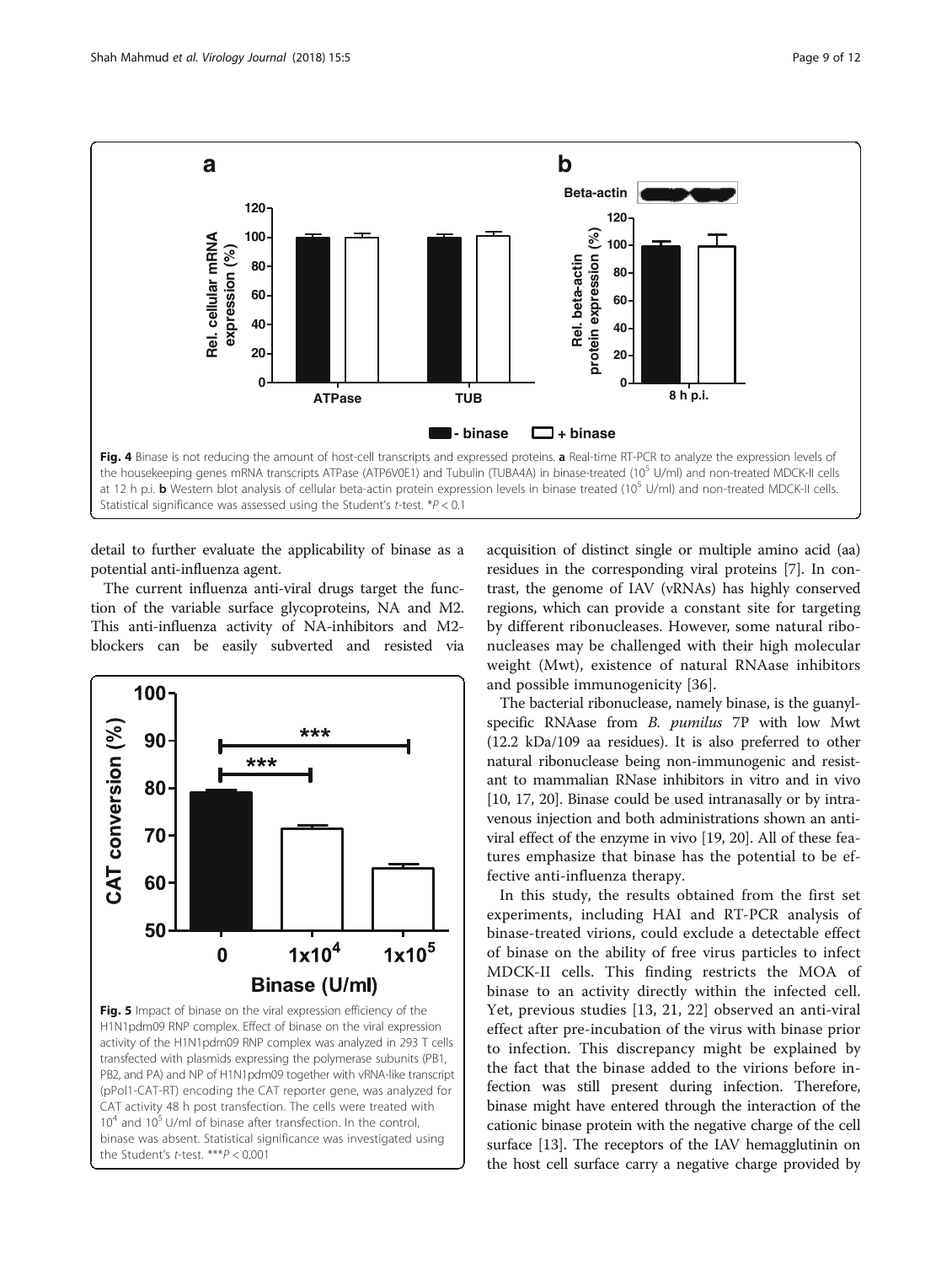**Fig. 4** Binase is not reducing the amount of host-cell transcripts and expressed proteins. **a** Real-time RT-PCR to analyze the expression levels of the housekeeping genes mRNA transcripts ATPase (ATP6V0E1) and Tubulin (TUBA4A) in binase-treated ($10^5$ U/ml) and non-treated MDCK-II cells at 12 h p.i. **b** Western blot analysis of cellular beta-actin protein expression levels in binase treated ($10^5$ U/ml) and non-treated MDCK-II cells. Statistical significance was assessed using the Student's *t*-test. $^{*}P < 0.1$

detail to further evaluate the applicability of binase as a potential anti-influenza agent.

The current influenza anti-viral drugs target the function of the variable surface glycoproteins, NA and M2. This anti-influenza activity of NA-inhibitors and M2-blockers can be easily subverted and resisted via acquisition of distinct single or multiple amino acid (aa) residues in the corresponding viral proteins [7]. In contrast, the genome of IAV (vRNAs) has highly conserved regions, which can provide a constant site for targeting by different ribonucleases. However, some natural ribonucleases may be challenged with their high molecular weight (Mwt), existence of natural RNAase inhibitors and possible immunogenicity [36].

**Fig. 5** Impact of binase on the viral expression efficiency of the H1N1pdm09 RNP complex. Effect of binase on the viral expression activity of the H1N1pdm09 RNP complex was analyzed in 293 T cells transfected with plasmids expressing the polymerase subunits (PB1, PB2, and PA) and NP of H1N1pdm09 together with vRNA-like transcript (pPol1-CAT-RT) encoding the CAT reporter gene, was analyzed for CAT activity 48 h post transfection. The cells were treated with $10^4$ and $10^5$ U/ml of binase after transfection. In the control, binase was absent. Statistical significance was investigated using the Student's *t*-test. $^{***}P < 0.001$

The bacterial ribonuclease, namely binase, is the guanyl-specific RNAase from *B. pumilus* 7P with low Mwt (12.2 kDa/109 aa residues). It is also preferred to other natural ribonuclease being non-immunogenic and resistant to mammalian RNase inhibitors in vitro and in vivo [10, 17, 20]. Binase could be used intranasally or by intravenous injection and both administrations shown an anti-viral effect of the enzyme in vivo [19, 20]. All of these features emphasize that binase has the potential to be effective anti-influenza therapy.

In this study, the results obtained from the first set experiments, including HAI and RT-PCR analysis of binase-treated virions, could exclude a detectable effect of binase on the ability of free virus particles to infect MDCK-II cells. This finding restricts the MOA of binase to an activity directly within the infected cell. Yet, previous studies [13, 21, 22] observed an anti-viral effect after pre-incubation of the virus with binase prior to infection. This discrepancy might be explained by the fact that the binase added to the virions before infection was still present during infection. Therefore, binase might have entered through the interaction of the cationic binase protein with the negative charge of the cell surface [13]. The receptors of the IAV hemagglutinin on the host cell surface carry a negative charge provided by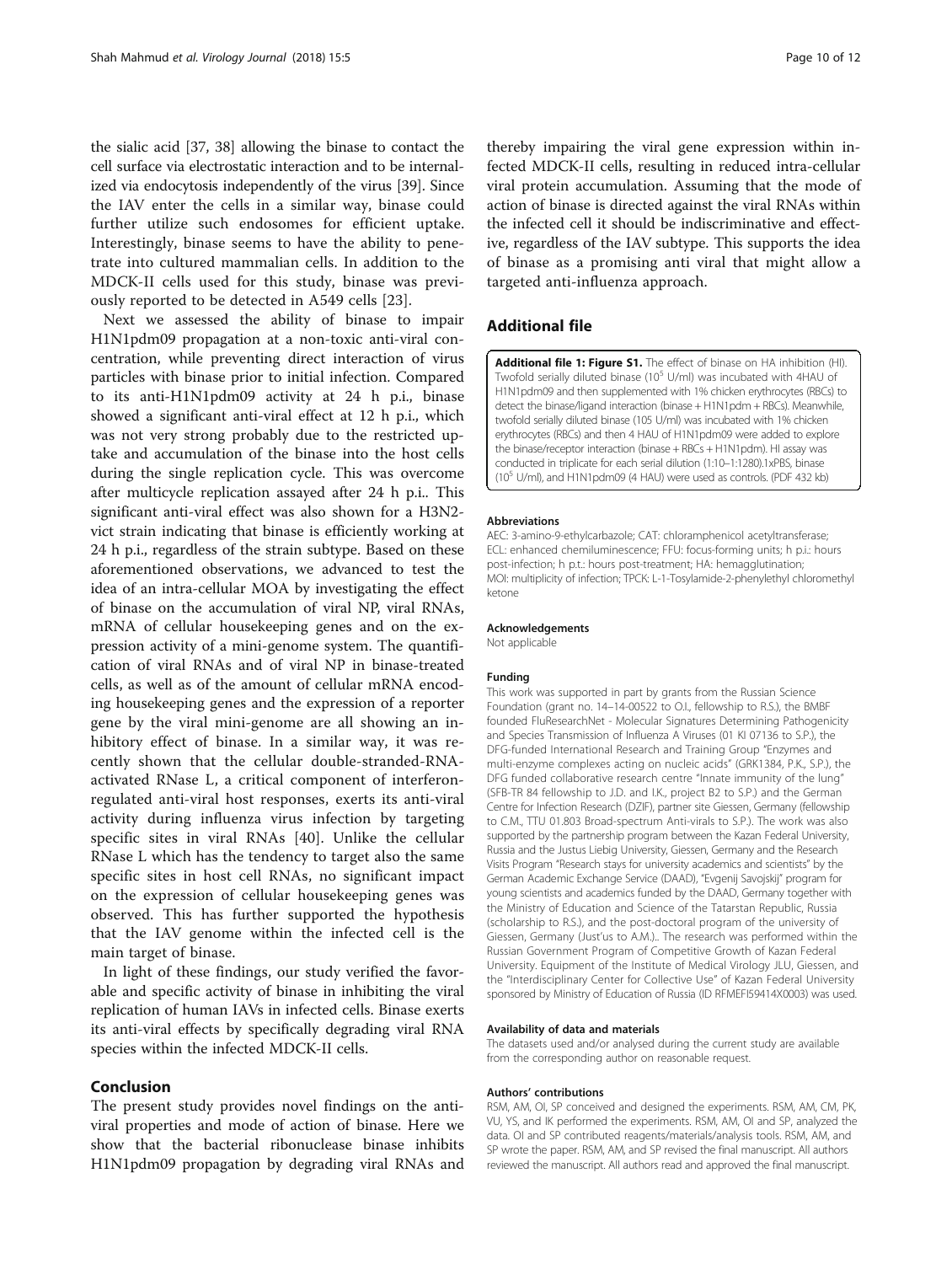the sialic acid [37, 38] allowing the binase to contact the cell surface via electrostatic interaction and to be internalized via endocytosis independently of the virus [39]. Since the IAV enter the cells in a similar way, binase could further utilize such endosomes for efficient uptake. Interestingly, binase seems to have the ability to penetrate into cultured mammalian cells. In addition to the MDCK-II cells used for this study, binase was previously reported to be detected in A549 cells [23].

Next we assessed the ability of binase to impair H1N1pdm09 propagation at a non-toxic anti-viral concentration, while preventing direct interaction of virus particles with binase prior to initial infection. Compared to its anti-H1N1pdm09 activity at 24 h p.i., binase showed a significant anti-viral effect at 12 h p.i., which was not very strong probably due to the restricted uptake and accumulation of the binase into the host cells during the single replication cycle. This was overcome after multicycle replication assayed after 24 h p.i.. This significant anti-viral effect was also shown for a H3N2-vict strain indicating that binase is efficiently working at 24 h p.i., regardless of the strain subtype. Based on these aforementioned observations, we advanced to test the idea of an intra-cellular MOA by investigating the effect of binase on the accumulation of viral NP, viral RNAs, mRNA of cellular housekeeping genes and on the expression activity of a mini-genome system. The quantification of viral RNAs and of viral NP in binase-treated cells, as well as of the amount of cellular mRNA encoding housekeeping genes and the expression of a reporter gene by the viral mini-genome are all showing an inhibitory effect of binase. In a similar way, it was recently shown that the cellular double-stranded-RNA-activated RNase L, a critical component of interferon-regulated anti-viral host responses, exerts its anti-viral activity during influenza virus infection by targeting specific sites in viral RNAs [40]. Unlike the cellular RNase L which has the tendency to target also the same specific sites in host cell RNAs, no significant impact on the expression of cellular housekeeping genes was observed. This has further supported the hypothesis that the IAV genome within the infected cell is the main target of binase.

In light of these findings, our study verified the favorable and specific activity of binase in inhibiting the viral replication of human IAVs in infected cells. Binase exerts its anti-viral effects by specifically degrading viral RNA species within the infected MDCK-II cells.

## Conclusion

The present study provides novel findings on the anti-viral properties and mode of action of binase. Here we show that the bacterial ribonuclease binase inhibits H1N1pdm09 propagation by degrading viral RNAs and thereby impairing the viral gene expression within infected MDCK-II cells, resulting in reduced intra-cellular viral protein accumulation. Assuming that the mode of action of binase is directed against the viral RNAs within the infected cell it should be indiscriminative and effective, regardless of the IAV subtype. This supports the idea of binase as a promising anti viral that might allow a targeted anti-influenza approach.

## Additional file

**Additional file 1: Figure S1.** The effect of binase on HA inhibition (HI). Twofold serially diluted binase ($10^5$ U/ml) was incubated with 4HAU of H1N1pdm09 and then supplemented with 1% chicken erythrocytes (RBCs) to detect the binase/ligand interaction (binase + H1N1pdm + RBCs). Meanwhile, twofold serially diluted binase (105 U/ml) was incubated with 1% chicken erythrocytes (RBCs) and then 4 HAU of H1N1pdm09 were added to explore the binase/receptor interaction (binase + RBCs + H1N1pdm). HI assay was conducted in triplicate for each serial dilution (1:10–1:1280).1xPBS, binase ($10^5$ U/ml), and H1N1pdm09 (4 HAU) were used as controls. (PDF 432 kb)

#### Abbreviations

AEC: 3-amino-9-ethylcarbazole; CAT: chloramphenicol acetyltransferase; ECL: enhanced chemiluminescence; FFU: focus-forming units; h p.i.: hours post-infection; h p.t.: hours post-treatment; HA: hemagglutination; MOI: multiplicity of infection; TPCK: L-1-Tosylamide-2-phenylethyl chloromethyl ketone

#### Acknowledgements

Not applicable

#### Funding

This work was supported in part by grants from the Russian Science Foundation (grant no. 14–14-00522 to O.I., fellowship to R.S.), the BMBF founded FluResearchNet - Molecular Signatures Determining Pathogenicity and Species Transmission of Influenza A Viruses (01 KI 07136 to S.P.), the DFG-funded International Research and Training Group "Enzymes and multi-enzyme complexes acting on nucleic acids" (GRK1384, P.K., S.P.), the DFG funded collaborative research centre "Innate immunity of the lung" (SFB-TR 84 fellowship to J.D. and I.K., project B2 to S.P.) and the German Centre for Infection Research (DZIF), partner site Giessen, Germany (fellowship to C.M., TTU 01.803 Broad-spectrum Anti-virals to S.P.). The work was also supported by the partnership program between the Kazan Federal University, Russia and the Justus Liebig University, Giessen, Germany and the Research Visits Program "Research stays for university academics and scientists" by the German Academic Exchange Service (DAAD), "Evgenij Savojskij" program for young scientists and academics funded by the DAAD, Germany together with the Ministry of Education and Science of the Tatarstan Republic, Russia (scholarship to R.S.), and the post-doctoral program of the university of Giessen, Germany (Just'us to A.M.).. The research was performed within the Russian Government Program of Competitive Growth of Kazan Federal University. Equipment of the Institute of Medical Virology JLU, Giessen, and the "Interdisciplinary Center for Collective Use" of Kazan Federal University sponsored by Ministry of Education of Russia (ID RFMEFI59414X0003) was used.

#### Availability of data and materials

The datasets used and/or analysed during the current study are available from the corresponding author on reasonable request.

#### Authors' contributions

RSM, AM, OI, SP conceived and designed the experiments. RSM, AM, CM, PK, VU, YS, and IK performed the experiments. RSM, AM, OI and SP, analyzed the data. OI and SP contributed reagents/materials/analysis tools. RSM, AM, and SP wrote the paper. RSM, AM, and SP revised the final manuscript. All authors reviewed the manuscript. All authors read and approved the final manuscript.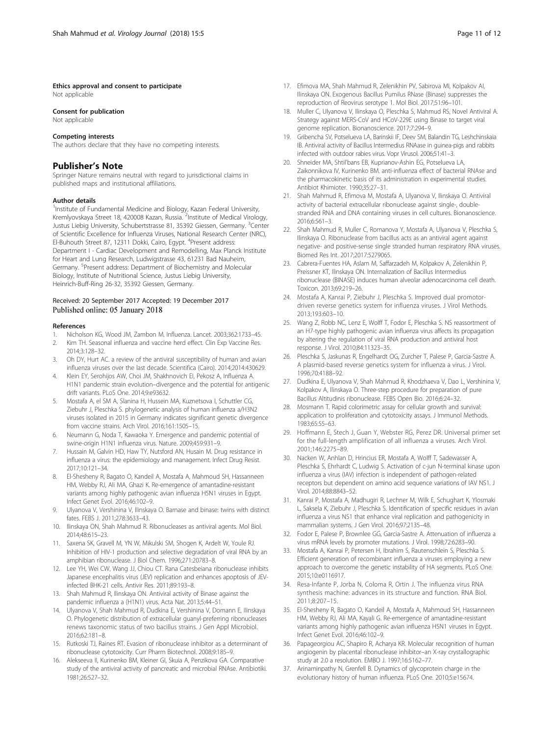#### Ethics approval and consent to participate
Not applicable

#### Consent for publication
Not applicable

#### Competing interests
The authors declare that they have no competing interests.

## Publisher's Note

Springer Nature remains neutral with regard to jurisdictional claims in published maps and institutional affiliations.

#### Author details
[1]Institute of Fundamental Medicine and Biology, Kazan Federal University, Kremlyovskaya Street 18, 420008 Kazan, Russia. [2]Institute of Medical Virology, Justus Liebig University, Schubertstrasse 81, 35392 Giessen, Germany. [3]Center of Scientific Excellence for Influenza Viruses, National Research Center (NRC), El-Buhouth Street 87, 12311 Dokki, Cairo, Egypt. [4]Present address: Department I - Cardiac Development and Remodelling, Max Planck Institute for Heart and Lung Research, Ludwigstrasse 43, 61231 Bad Nauheim, Germany. [5]Present address: Department of Biochemistry and Molecular Biology, Institute of Nutritional Science, Justus Liebig University, Heinrich-Buff-Ring 26-32, 35392 Giessen, Germany.

Received: 20 September 2017 Accepted: 19 December 2017
Published online: 05 January 2018

#### References

1. Nicholson KG, Wood JM, Zambon M. Influenza. Lancet. 2003;362:1733–45.
2. Kim TH. Seasonal influenza and vaccine herd effect. Clin Exp Vaccine Res. 2014;3:128–32.
3. Oh DY, Hurt AC. a review of the antiviral susceptibility of human and avian influenza viruses over the last decade. Scientifica (Cairo). 2014;2014:430629.
4. Klein EY, Serohijos AW, Choi JM, Shakhnovich EI, Pekosz A. Influenza A. H1N1 pandemic strain evolution–divergence and the potential for antigenic drift variants. PLoS One. 2014;9:e93632.
5. Mostafa A, el SM A, Slanina H, Hussein MA, Kuznetsova I, Schuttler CG, Ziebuhr J, Pleschka S. phylogenetic analysis of human influenza a/H3N2 viruses isolated in 2015 in Germany indicates significant genetic divergence from vaccine strains. Arch Virol. 2016;161:1505–15.
6. Neumann G, Noda T, Kawaoka Y. Emergence and pandemic potential of swine-origin H1N1 influenza virus. Nature. 2009;459:931–9.
7. Hussain M, Galvin HD, Haw TY, Nutsford AN, Husain M. Drug resistance in influenza a virus: the epidemiology and management. Infect Drug Resist. 2017;10:121–34.
8. El-Shesheny R, Bagato O, Kandeil A, Mostafa A, Mahmoud SH, Hassanneen HM, Webby RJ, Ali MA, Ghazi K. Re-emergence of amantadine-resistant variants among highly pathogenic avian influenza H5N1 viruses in Egypt. Infect Genet Evol. 2016;46:102–9.
9. Ulyanova V, Vershinina V, Ilinskaya O. Barnase and binase: twins with distinct fates. FEBS J. 2011;278:3633–43.
10. Ilinskaya ON, Shah Mahmud R. Ribonucleases as antiviral agents. Mol Biol. 2014;48:615–23.
11. Saxena SK, Gravell M, YN W, Mikulski SM, Shogen K, Ardelt W, Youle RJ. Inhibition of HIV-1 production and selective degradation of viral RNA by an amphibian ribonuclease. J Biol Chem. 1996;271:20783–8.
12. Lee YH, Wei CW, Wang JJ, Chiou CT. Rana Catesbeiana ribonuclease inhibits Japanese encephalitis virus (JEV) replication and enhances apoptosis of JEV-infected BHK-21 cells. Antivir Res. 2011;89:193–8.
13. Shah Mahmud R, Ilinskaya ON. Antiviral activity of Binase against the pandemic influenza a (H1N1) virus. Acta Nat. 2013;5:44–51.
14. Ulyanova V, Shah Mahmud R, Dudkina E, Vershinina V, Domann E, Ilinskaya O. Phylogenetic distribution of extracellular guanyl-preferring ribonucleases renews taxonomic status of two bacillus strains. J Gen Appl Microbiol. 2016;62:181–8.
15. Rutkoski TJ, Raines RT. Evasion of ribonuclease inhibitor as a determinant of ribonuclease cytotoxicity. Curr Pharm Biotechnol. 2008;9:185–9.
16. Alekseeva II, Kurinenko BM, Kleiner GI, Skuia A, Penzikova GA. Comparative study of the antiviral activity of pancreatic and microbial RNAse. Antibiotiki. 1981;26:527–32.
17. Efimova MA, Shah Mahmud R, Zelenikhin PV, Sabirova MI, Kolpakov AI, Ilinskaya ON. Exogenous Bacillus Pumilus RNase (Binase) suppresses the reproduction of Reovirus serotype 1. Mol Biol. 2017;51:96–101.
18. Muller C, Ulyanova V, Ilinskaya O, Pleschka S, Mahmud RS, Novel Antiviral A. Strategy against MERS-CoV and HCoV-229E using Binase to target viral genome replication. Bionanoscience. 2017;7:294–9.
19. Gribencha SV, Potselueva LA, Barinskii IF, Deev SM, Balandin TG, Leshchinskaia IB. Antiviral activity of Bacillus Intermedius RNAase in guinea-pigs and rabbits infected with outdoor rabies virus. Vopr Virusol. 2006;51:41–3.
20. Shneider MA, Shtil'bans EB, Kuprianov-Ashin EG, Potselueva LA, Zaikonnikova IV, Kurinenko BM. anti-influenza effect of bacterial RNAse and the pharmacokinetic basis of its administration in experimental studies. Antibiot Khimioter. 1990;35:27–31.
21. Shah Mahmud R, Efimova M, Mostafa A, Ulyanova V, Ilinskaya O. Antiviral activity of bacterial extracellular ribonuclease against single-, double-stranded RNA and DNA containing viruses in cell cultures. Bionanoscience. 2016;6:561–3.
22. Shah Mahmud R, Muller C, Romanova Y, Mostafa A, Ulyanova V, Pleschka S, Ilinskaya O. Ribonuclease from bacillus acts as an antiviral agent against negative- and positive-sense single stranded human respiratory RNA viruses. Biomed Res Int. 2017;2017:5279065.
23. Cabrera-Fuentes HA, Aslam M, Saffarzadeh M, Kolpakov A, Zelenikhin P, Preissner KT, Ilinskaya ON. Internalization of Bacillus Intermedius ribonuclease (BINASE) induces human alveolar adenocarcinoma cell death. Toxicon. 2013;69:219–26.
24. Mostafa A, Kanrai P, Ziebuhr J, Pleschka S. Improved dual promotor-driven reverse genetics system for influenza viruses. J Virol Methods. 2013;193:603–10.
25. Wang Z, Robb NC, Lenz E, Wolff T, Fodor E, Pleschka S. NS reassortment of an H7-type highly pathogenic avian influenza virus affects its propagation by altering the regulation of viral RNA production and antiviral host response. J Virol. 2010;84:11323–35.
26. Pleschka S, Jaskunas R, Engelhardt OG, Zurcher T, Palese P, Garcia-Sastre A. A plasmid-based reverse genetics system for influenza a virus. J Virol. 1996;70:4188–92.
27. Dudkina E, Ulyanova V, Shah Mahmud R, Khodzhaeva V, Dao L, Vershinina V, Kolpakov A, Ilinskaya O. Three-step procedure for preparation of pure Bacillus Altitudinis ribonuclease. FEBS Open Bio. 2016;6:24–32.
28. Mosmann T. Rapid colorimetric assay for cellular growth and survival: application to proliferation and cytotoxicity assays. J Immunol Methods. 1983;65:55–63.
29. Hoffmann E, Stech J, Guan Y, Webster RG, Perez DR. Universal primer set for the full-length amplification of all influenza a viruses. Arch Virol. 2001;146:2275–89.
30. Nacken W, Anhlan D, Hrincius ER, Mostafa A, Wolff T, Sadewasser A, Pleschka S, Ehrhardt C, Ludwig S. Activation of c-jun N-terminal kinase upon influenza a virus (IAV) infection is independent of pathogen-related receptors but dependent on amino acid sequence variations of IAV NS1. J Virol. 2014;88:8843–52.
31. Kanrai P, Mostafa A, Madhugiri R, Lechner M, Wilk E, Schughart K, Ylosmaki L, Saksela K, Ziebuhr J, Pleschka S. Identification of specific residues in avian influenza a virus NS1 that enhance viral replication and pathogenicity in mammalian systems. J Gen Virol. 2016;97:2135–48.
32. Fodor E, Palese P, Brownlee GG, Garcia-Sastre A. Attenuation of influenza a virus mRNA levels by promoter mutations. J Virol. 1998;72:6283–90.
33. Mostafa A, Kanrai P, Petersen H, Ibrahim S, Rautenschlein S, Pleschka S. Efficient generation of recombinant influenza a viruses employing a new approach to overcome the genetic instability of HA segments. PLoS One. 2015;10:e0116917.
34. Resa-Infante P, Jorba N, Coloma R, Ortin J. The influenza virus RNA synthesis machine: advances in its structure and function. RNA Biol. 2011;8:207–15.
35. El-Shesheny R, Bagato O, Kandeil A, Mostafa A, Mahmoud SH, Hassanneen HM, Webby RJ, Ali MA, Kayali G. Re-emergence of amantadine-resistant variants among highly pathogenic avian influenza H5N1 viruses in Egypt. Infect Genet Evol. 2016;46:102–9.
36. Papageorgiou AC, Shapiro R, Acharya KR. Molecular recognition of human angiogenin by placental ribonuclease inhibitor–an X-ray crystallographic study at 2.0 a resolution. EMBO J. 1997;16:5162–77.
37. Arinaminpathy N, Grenfell B. Dynamics of glycoprotein charge in the evolutionary history of human influenza. PLoS One. 2010;5:e15674.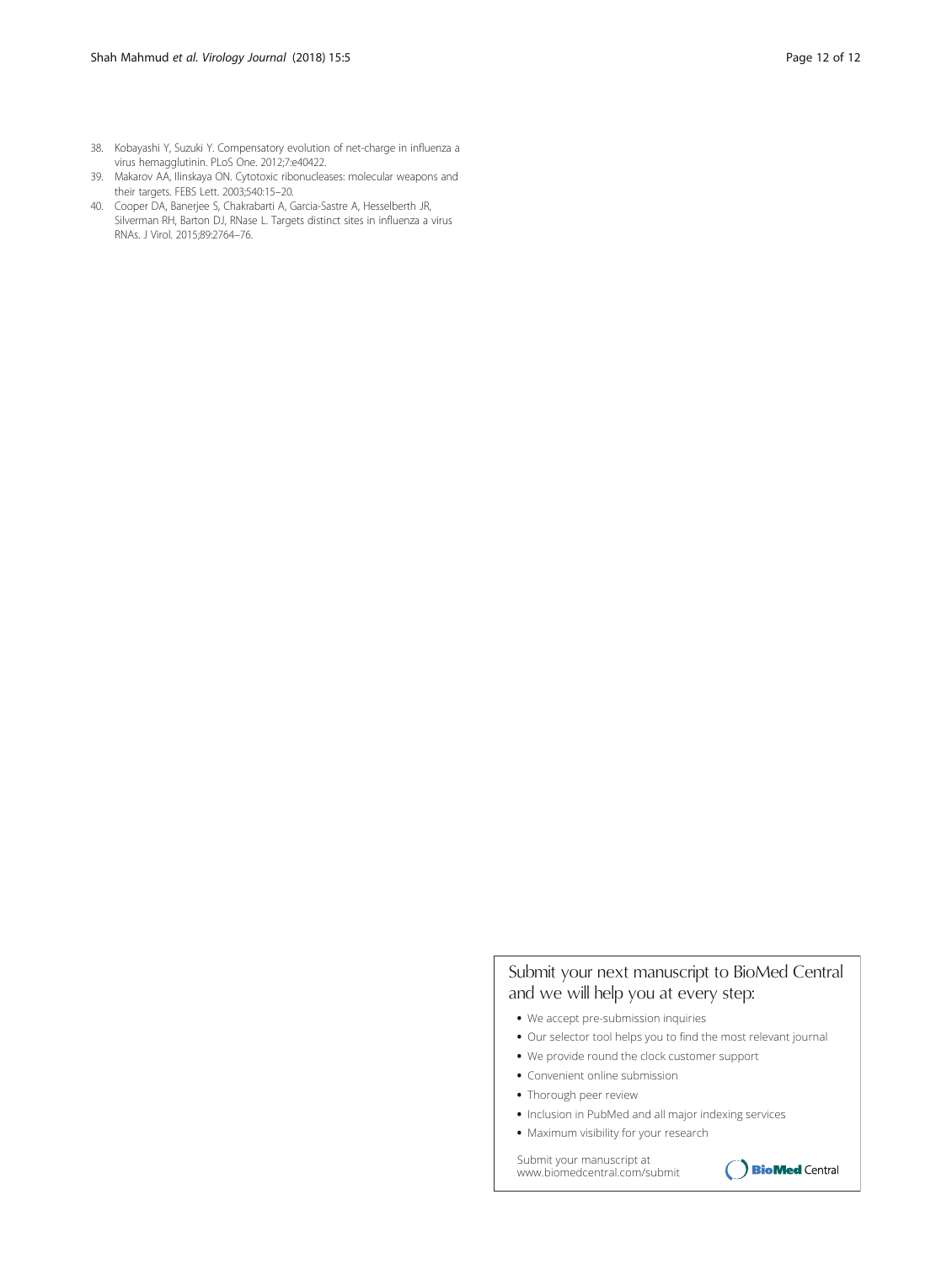38. Kobayashi Y, Suzuki Y. Compensatory evolution of net-charge in influenza a virus hemagglutinin. PLoS One. 2012;7:e40422.
39. Makarov AA, Ilinskaya ON. Cytotoxic ribonucleases: molecular weapons and their targets. FEBS Lett. 2003;540:15–20.
40. Cooper DA, Banerjee S, Chakrabarti A, Garcia-Sastre A, Hesselberth JR, Silverman RH, Barton DJ, RNase L. Targets distinct sites in influenza a virus RNAs. J Virol. 2015;89:2764–76.

Submit your next manuscript to BioMed Central and we will help you at every step:

- We accept pre-submission inquiries
- Our selector tool helps you to find the most relevant journal
- We provide round the clock customer support
- Convenient online submission
- Thorough peer review
- Inclusion in PubMed and all major indexing services
- Maximum visibility for your research

Submit your manuscript at www.biomedcentral.com/submit

BioMed Central